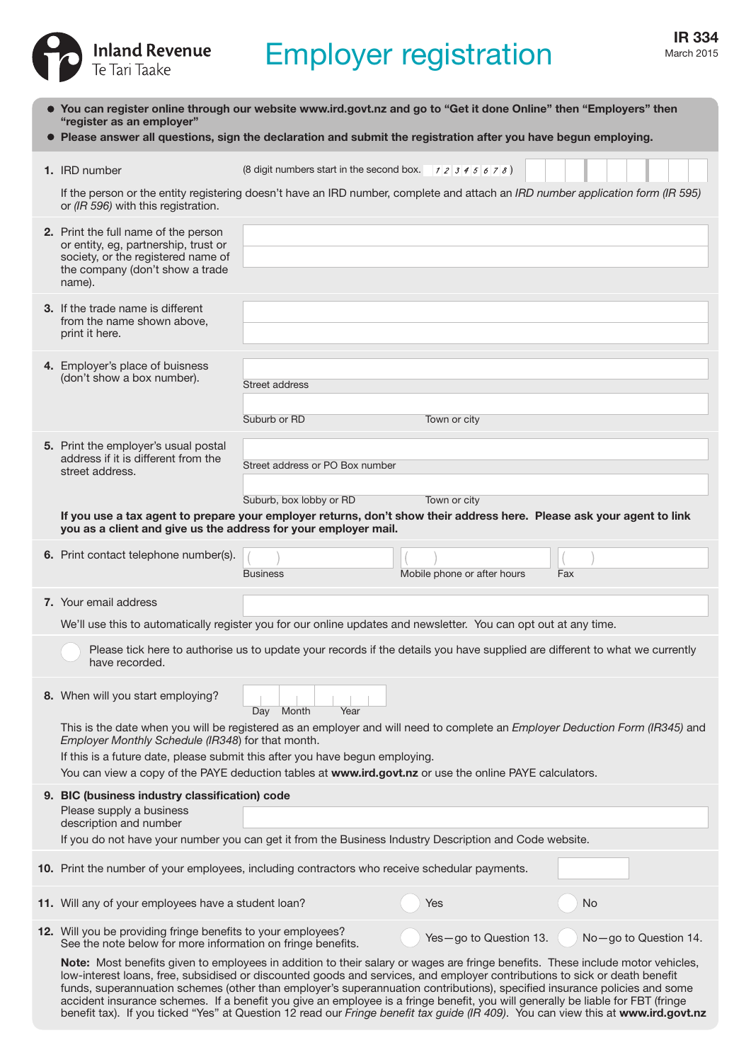Inland Revenue
Te Tari Taake

# Employer registration

**IR 334**
March 2015

- **You can register online through our website www.ird.govt.nz and go to "Get it done Online" then "Employers" then "register as an employer"**
- **Please answer all questions, sign the declaration and submit the registration after you have begun employing.**

**1.** IRD number (8 digit numbers start in the second box. 12345678)

If the person or the entity registering doesn't have an IRD number, complete and attach an *IRD number application form (IR 595)* or *(IR 596)* with this registration.

**2.** Print the full name of the person or entity, eg, partnership, trust or society, or the registered name of the company (don't show a trade name).

**3.** If the trade name is different from the name shown above, print it here.

**4.** Employer's place of buisness (don't show a box number).

Street address

Suburb or RD | Town or city

**5.** Print the employer's usual postal address if it is different from the street address.

Street address or PO Box number

Suburb, box lobby or RD | Town or city

**If you use a tax agent to prepare your employer returns, don't show their address here. Please ask your agent to link you as a client and give us the address for your employer mail.**

**6.** Print contact telephone number(s).

Business ( ) | Mobile phone or after hours ( ) | Fax ( )

**7.** Your email address

We'll use this to automatically register you for our online updates and newsletter. You can opt out at any time.

Please tick here to authorise us to update your records if the details you have supplied are different to what we currently have recorded.

**8.** When will you start employing?

Day | Month | Year

This is the date when you will be registered as an employer and will need to complete an *Employer Deduction Form (IR345)* and *Employer Monthly Schedule (IR348)* for that month.

If this is a future date, please submit this after you have begun employing.

You can view a copy of the PAYE deduction tables at **www.ird.govt.nz** or use the online PAYE calculators.

**9. BIC (business industry classification) code**

Please supply a business description and number

If you do not have your number you can get it from the Business Industry Description and Code website.

**10.** Print the number of your employees, including contractors who receive schedular payments.

**11.** Will any of your employees have a student loan? Yes / No

**12.** Will you be providing fringe benefits to your employees? See the note below for more information on fringe benefits. Yes—go to Question 13. / No—go to Question 14.

**Note:** Most benefits given to employees in addition to their salary or wages are fringe benefits. These include motor vehicles, low-interest loans, free, subsidised or discounted goods and services, and employer contributions to sick or death benefit funds, superannuation schemes (other than employer's superannuation contributions), specified insurance policies and some accident insurance schemes. If a benefit you give an employee is a fringe benefit, you will generally be liable for FBT (fringe benefit tax). If you ticked "Yes" at Question 12 read our *Fringe benefit tax guide (IR 409)*. You can view this at **www.ird.govt.nz**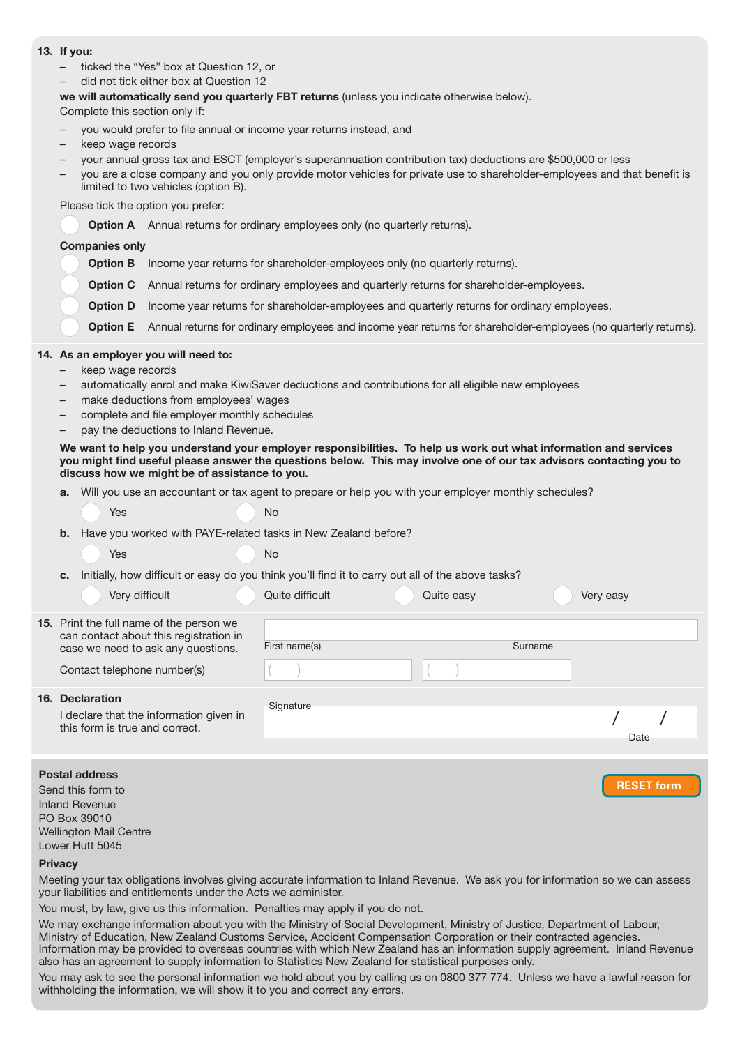**13. If you:**

- ticked the "Yes" box at Question 12, or
- did not tick either box at Question 12

**we will automatically send you quarterly FBT returns** (unless you indicate otherwise below).

Complete this section only if:

- you would prefer to file annual or income year returns instead, and
- keep wage records
- your annual gross tax and ESCT (employer's superannuation contribution tax) deductions are $500,000 or less
- you are a close company and you only provide motor vehicles for private use to shareholder-employees and that benefit is limited to two vehicles (option B).

Please tick the option you prefer:

**Option A** Annual returns for ordinary employees only (no quarterly returns).

**Companies only**

**Option B** Income year returns for shareholder-employees only (no quarterly returns).

**Option C** Annual returns for ordinary employees and quarterly returns for shareholder-employees.

**Option D** Income year returns for shareholder-employees and quarterly returns for ordinary employees.

**Option E** Annual returns for ordinary employees and income year returns for shareholder-employees (no quarterly returns).

**14. As an employer you will need to:**

- keep wage records
- automatically enrol and make KiwiSaver deductions and contributions for all eligible new employees
- make deductions from employees' wages
- complete and file employer monthly schedules
- pay the deductions to Inland Revenue.

**We want to help you understand your employer responsibilities. To help us work out what information and services you might find useful please answer the questions below. This may involve one of our tax advisors contacting you to discuss how we might be of assistance to you.**

**a.** Will you use an accountant or tax agent to prepare or help you with your employer monthly schedules?

Yes No

**b.** Have you worked with PAYE-related tasks in New Zealand before?

Yes No

**c.** Initially, how difficult or easy do you think you'll find it to carry out all of the above tasks?

Very difficult Quite difficult Quite easy Very easy

**15.** Print the full name of the person we can contact about this registration in case we need to ask any questions.

First name(s) Surname

Contact telephone number(s) ( ) ( )

**16. Declaration**

I declare that the information given in this form is true and correct.

Signature

Date / /

**Postal address**

Send this form to
Inland Revenue
PO Box 39010
Wellington Mail Centre
Lower Hutt 5045

RESET form

**Privacy**

Meeting your tax obligations involves giving accurate information to Inland Revenue. We ask you for information so we can assess your liabilities and entitlements under the Acts we administer.

You must, by law, give us this information. Penalties may apply if you do not.

We may exchange information about you with the Ministry of Social Development, Ministry of Justice, Department of Labour, Ministry of Education, New Zealand Customs Service, Accident Compensation Corporation or their contracted agencies. Information may be provided to overseas countries with which New Zealand has an information supply agreement. Inland Revenue also has an agreement to supply information to Statistics New Zealand for statistical purposes only.

You may ask to see the personal information we hold about you by calling us on 0800 377 774. Unless we have a lawful reason for withholding the information, we will show it to you and correct any errors.